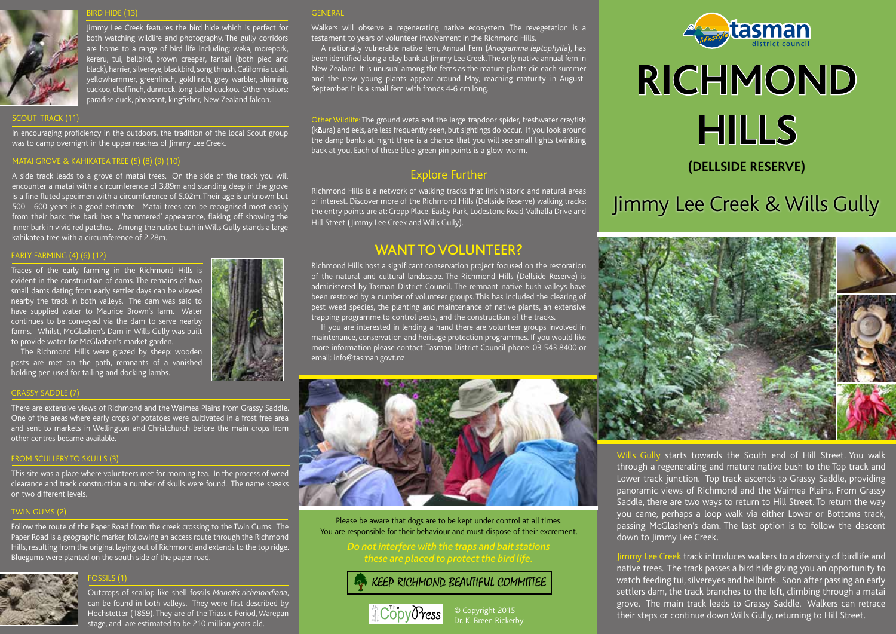## BIRD HIDE (13)

Jimmy Lee Creek features the bird hide which is perfect for both watching wildlife and photography. The gully corridors are home to a range of bird life including: weka, morepork, kereru, tui, bellbird, brown creeper, fantail (both pied and black), harrier, silvereye, blackbird, song thrush, California quail, yellowhammer, greenfinch, goldfinch, grey warbler, shinning cuckoo, chaffinch, dunnock, long tailed cuckoo. Other visitors: paradise duck, pheasant, kingfisher, New Zealand falcon.

## SCOUT TRACK (11)

In encouraging proficiency in the outdoors, the tradition of the local Scout group was to camp overnight in the upper reaches of Jimmy Lee Creek.

## MATAI GROVE & KAHIKATEA TREE (5) (8) (9) (10)

A side track leads to a grove of matai trees. On the side of the track you will encounter a matai with a circumference of 3.89m and standing deep in the grove is a fine fluted specimen with a circumference of 5.02m. Their age is unknown but 500 - 600 years is a good estimate. Matai trees can be recognised most easily from their bark: the bark has a 'hammered' appearance, flaking off showing the inner bark in vivid red patches. Among the native bush in Wills Gully stands a large kahikatea tree with a circumference of 2.28m.

## EARLY FARMING (4) (6) (12)

Traces of the early farming in the Richmond Hills is evident in the construction of dams. The remains of two small dams dating from early settler days can be viewed nearby the track in both valleys. The dam was said to have supplied water to Maurice Brown's farm. Water continues to be conveyed via the dam to serve nearby farms. Whilst, McGlashen's Dam in Wills Gully was built to provide water for McGlashen's market garden.

The Richmond Hills were grazed by sheep: wooden posts are met on the path, remnants of a vanished holding pen used for tailing and docking lambs.

## GRASSY SADDLE (7)

There are extensive views of Richmond and the Waimea Plains from Grassy Saddle. One of the areas where early crops of potatoes were cultivated in a frost free area and sent to markets in Wellington and Christchurch before the main crops from other centres became available.

## FROM SCULLERY TO SKULLS (3)

This site was a place where volunteers met for morning tea. In the process of weed clearance and track construction a number of skulls were found. The name speaks on two different levels.

## TWIN GUMS (2)

Follow the route of the Paper Road from the creek crossing to the Twin Gums. The Paper Road is a geographic marker, following an access route through the Richmond Hills, resulting from the original laying out of Richmond and extends to the top ridge. Bluegums were planted on the south side of the paper road.

## FOSSILS (1)

Outcrops of scallop-like shell fossils *Monotis richmondiana*, can be found in both valleys. They were first described by Hochstetter (1859). They are of the Triassic Period, Warepan stage, and are estimated to be 210 million years old.

## GENERAL

Walkers will observe a regenerating native ecosystem. The revegetation is a testament to years of volunteer involvement in the Richmond Hills.

A nationally vulnerable native fern, Annual Fern (*Anogramma leptophylla*), has been identified along a clay bank at Jimmy Lee Creek. The only native annual fern in New Zealand. It is unusual among the ferns as the mature plants die each summer and the new young plants appear around May, reaching maturity in August-September. It is a small fern with fronds 4-6 cm long.

Other Wildlife: The ground weta and the large trapdoor spider, freshwater crayfish (kōura) and eels, are less frequently seen, but sightings do occur. If you look around the damp banks at night there is a chance that you will see small lights twinkling back at you. Each of these blue-green pin points is a glow-worm.

## Explore Further

Richmond Hills is a network of walking tracks that link historic and natural areas of interest. Discover more of the Richmond Hills (Dellside Reserve) walking tracks: the entry points are at: Cropp Place, Easby Park, Lodestone Road, Valhalla Drive and Hill Street (Jimmy Lee Creek and Wills Gully).

## WANT TO VOLUNTEER?

Richmond Hills host a significant conservation project focused on the restoration of the natural and cultural landscape. The Richmond Hills (Dellside Reserve) is administered by Tasman District Council. The remnant native bush valleys have been restored by a number of volunteer groups. This has included the clearing of pest weed species, the planting and maintenance of native plants, an extensive trapping programme to control pests, and the construction of the tracks.

If you are interested in lending a hand there are volunteer groups involved in maintenance, conservation and heritage protection programmes. If you would like more information please contact: Tasman District Council phone: 03 543 8400 or email: info@tasman.govt.nz

Please be aware that dogs are to be kept under control at all times.
You are responsible for their behaviour and must dispose of their excrement.

***Do not interfere with the traps and bait stations these are placed to protect the bird life.***

KEEP RICHMOND BEAUTIFUL COMMITTEE

The CopyPress

© Copyright 2015
Dr. K. Breen Rickerby

tasman district council

# RICHMOND HILLS

### (DELLSIDE RESERVE)

## Jimmy Lee Creek & Wills Gully

Wills Gully starts towards the South end of Hill Street. You walk through a regenerating and mature native bush to the Top track and Lower track junction. Top track ascends to Grassy Saddle, providing panoramic views of Richmond and the Waimea Plains. From Grassy Saddle, there are two ways to return to Hill Street. To return the way you came, perhaps a loop walk via either Lower or Bottoms track, passing McGlashen's dam. The last option is to follow the descent down to Jimmy Lee Creek.

Jimmy Lee Creek track introduces walkers to a diversity of birdlife and native trees. The track passes a bird hide giving you an opportunity to watch feeding tui, silvereyes and bellbirds. Soon after passing an early settlers dam, the track branches to the left, climbing through a matai grove. The main track leads to Grassy Saddle. Walkers can retrace their steps or continue down Wills Gully, returning to Hill Street.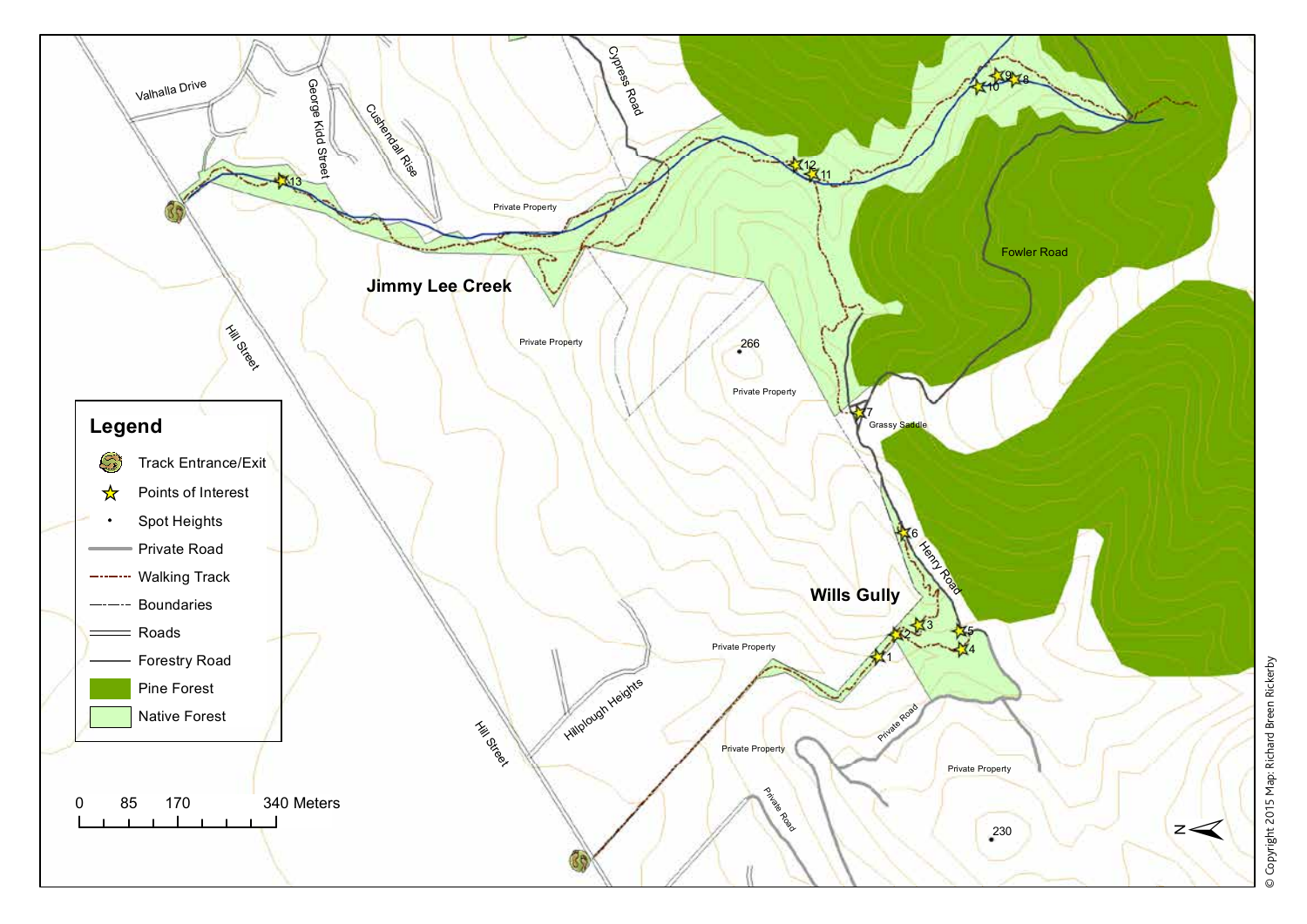Valhalla Drive

George Kidd Street

Cushendall Rise

Cypress Road

13

Private Property

12

11

10

9

8

Fowler Road

Jimmy Lee Creek

Hill Street

Private Property

266

Private Property

7

Grassy Saddle

6

Henry Road

Wills Gully

3

2

5

4

1

Private Property

Hillplough Heights

Hill Street

Private Road

Private Property

Private Property

Private Road

230

N

**Legend**

- Track Entrance/Exit
- Points of Interest
- Spot Heights
- Private Road
- Walking Track
- Boundaries
- Roads
- Forestry Road
- Pine Forest
- Native Forest

0 85 170 340 Meters

© Copyright 2015 Map: Richard Breen Rickerby